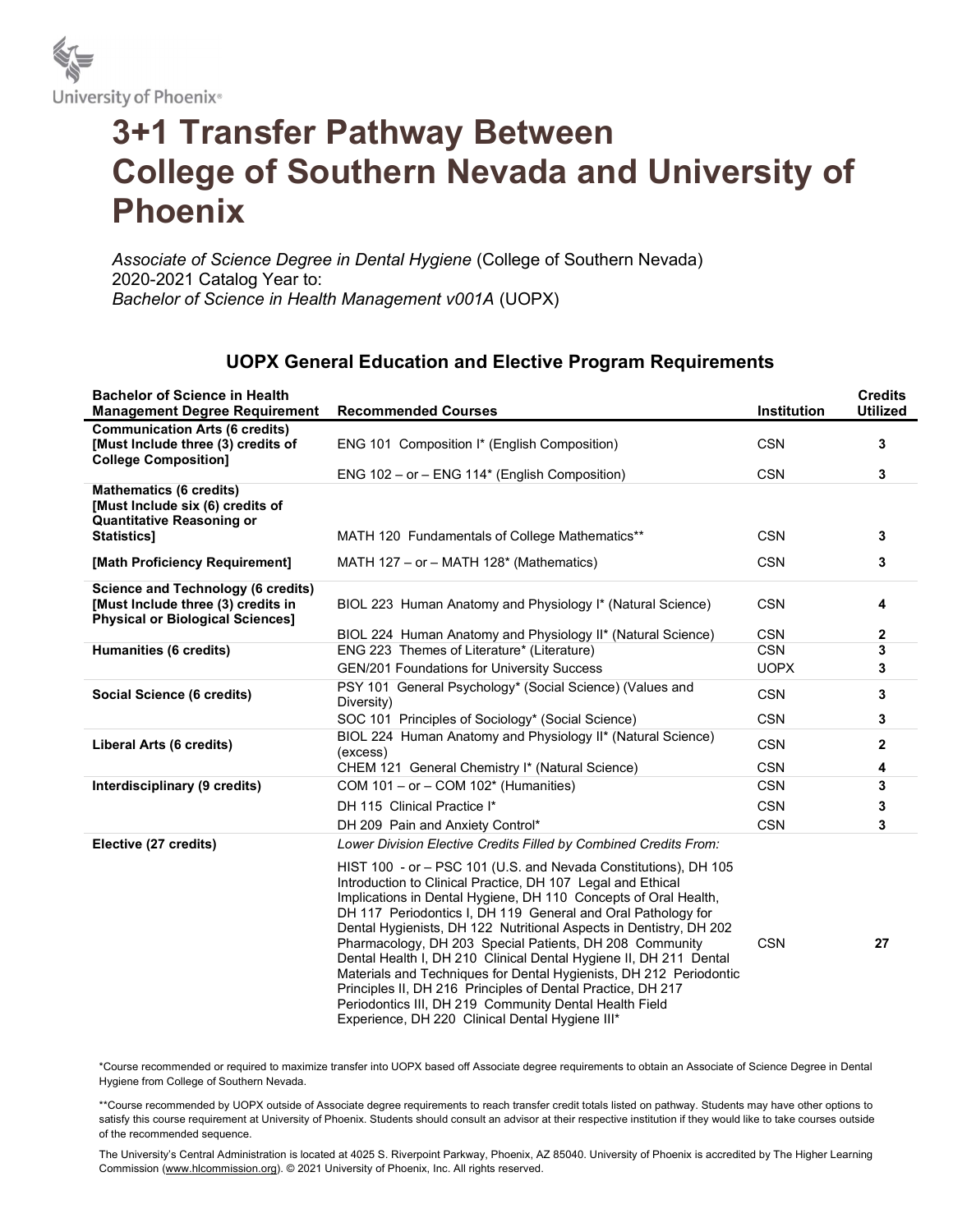University of Phoenix®

# 3+1 Transfer Pathway Between College of Southern Nevada and University of Phoenix

*Associate of Science Degree in Dental Hygiene* (College of Southern Nevada)
2020-2021 Catalog Year to:
*Bachelor of Science in Health Management v001A* (UOPX)

## UOPX General Education and Elective Program Requirements

| Bachelor of Science in Health Management Degree Requirement | Recommended Courses | Institution | Credits Utilized |
|---|---|---|---|
| **Communication Arts (6 credits) [Must Include three (3) credits of College Composition]** | ENG 101 Composition I* (English Composition) | CSN | **3** |
| | ENG 102 – or – ENG 114* (English Composition) | CSN | **3** |
| **Mathematics (6 credits) [Must Include six (6) credits of Quantitative Reasoning or Statistics]** | MATH 120 Fundamentals of College Mathematics** | CSN | **3** |
| **[Math Proficiency Requirement]** | MATH 127 – or – MATH 128* (Mathematics) | CSN | **3** |
| **Science and Technology (6 credits) [Must Include three (3) credits in Physical or Biological Sciences]** | BIOL 223 Human Anatomy and Physiology I* (Natural Science) | CSN | **4** |
| | BIOL 224 Human Anatomy and Physiology II* (Natural Science) | CSN | **2** |
| **Humanities (6 credits)** | ENG 223 Themes of Literature* (Literature) | CSN | **3** |
| | GEN/201 Foundations for University Success | UOPX | **3** |
| **Social Science (6 credits)** | PSY 101 General Psychology* (Social Science) (Values and Diversity) | CSN | **3** |
| | SOC 101 Principles of Sociology* (Social Science) | CSN | **3** |
| **Liberal Arts (6 credits)** | BIOL 224 Human Anatomy and Physiology II* (Natural Science) (excess) | CSN | **2** |
| | CHEM 121 General Chemistry I* (Natural Science) | CSN | **4** |
| **Interdisciplinary (9 credits)** | COM 101 – or – COM 102* (Humanities) | CSN | **3** |
| | DH 115 Clinical Practice I* | CSN | **3** |
| | DH 209 Pain and Anxiety Control* | CSN | **3** |
| **Elective (27 credits)** | *Lower Division Elective Credits Filled by Combined Credits From:* HIST 100 - or – PSC 101 (U.S. and Nevada Constitutions), DH 105 Introduction to Clinical Practice, DH 107 Legal and Ethical Implications in Dental Hygiene, DH 110 Concepts of Oral Health, DH 117 Periodontics I, DH 119 General and Oral Pathology for Dental Hygienists, DH 122 Nutritional Aspects in Dentistry, DH 202 Pharmacology, DH 203 Special Patients, DH 208 Community Dental Health I, DH 210 Clinical Dental Hygiene II, DH 211 Dental Materials and Techniques for Dental Hygienists, DH 212 Periodontic Principles II, DH 216 Principles of Dental Practice, DH 217 Periodontics III, DH 219 Community Dental Health Field Experience, DH 220 Clinical Dental Hygiene III* | CSN | **27** |

*Course recommended or required to maximize transfer into UOPX based off Associate degree requirements to obtain an Associate of Science Degree in Dental Hygiene from College of Southern Nevada.

**Course recommended by UOPX outside of Associate degree requirements to reach transfer credit totals listed on pathway. Students may have other options to satisfy this course requirement at University of Phoenix. Students should consult an advisor at their respective institution if they would like to take courses outside of the recommended sequence.

The University's Central Administration is located at 4025 S. Riverpoint Parkway, Phoenix, AZ 85040. University of Phoenix is accredited by The Higher Learning Commission (www.hlcommission.org). © 2021 University of Phoenix, Inc. All rights reserved.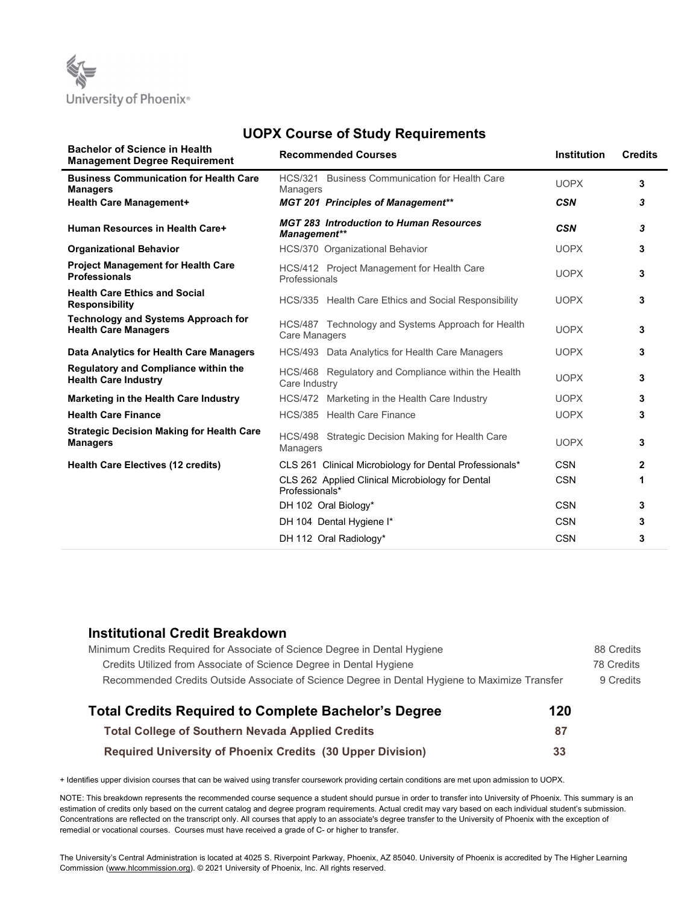University of Phoenix®

## UOPX Course of Study Requirements

| Bachelor of Science in Health Management Degree Requirement | Recommended Courses | Institution | Credits |
|---|---|---|---|
| **Business Communication for Health Care Managers** | HCS/321 Business Communication for Health Care Managers | UOPX | **3** |
| **Health Care Management+** | ***MGT 201 Principles of Management**** | ***CSN*** | ***3*** |
| **Human Resources in Health Care+** | ***MGT 283 Introduction to Human Resources Management**** | ***CSN*** | ***3*** |
| **Organizational Behavior** | HCS/370 Organizational Behavior | UOPX | **3** |
| **Project Management for Health Care Professionals** | HCS/412 Project Management for Health Care Professionals | UOPX | **3** |
| **Health Care Ethics and Social Responsibility** | HCS/335 Health Care Ethics and Social Responsibility | UOPX | **3** |
| **Technology and Systems Approach for Health Care Managers** | HCS/487 Technology and Systems Approach for Health Care Managers | UOPX | **3** |
| **Data Analytics for Health Care Managers** | HCS/493 Data Analytics for Health Care Managers | UOPX | **3** |
| **Regulatory and Compliance within the Health Care Industry** | HCS/468 Regulatory and Compliance within the Health Care Industry | UOPX | **3** |
| **Marketing in the Health Care Industry** | HCS/472 Marketing in the Health Care Industry | UOPX | **3** |
| **Health Care Finance** | HCS/385 Health Care Finance | UOPX | **3** |
| **Strategic Decision Making for Health Care Managers** | HCS/498 Strategic Decision Making for Health Care Managers | UOPX | **3** |
| **Health Care Electives (12 credits)** | CLS 261 Clinical Microbiology for Dental Professionals* | CSN | **2** |
| | CLS 262 Applied Clinical Microbiology for Dental Professionals* | CSN | **1** |
| | DH 102 Oral Biology* | CSN | **3** |
| | DH 104 Dental Hygiene I* | CSN | **3** |
| | DH 112 Oral Radiology* | CSN | **3** |

### Institutional Credit Breakdown

| | |
|---|---|
| Minimum Credits Required for Associate of Science Degree in Dental Hygiene | 88 Credits |
| Credits Utilized from Associate of Science Degree in Dental Hygiene | 78 Credits |
| Recommended Credits Outside Associate of Science Degree in Dental Hygiene to Maximize Transfer | 9 Credits |

| | |
|---|---|
| **Total Credits Required to Complete Bachelor's Degree** | **120** |
| **Total College of Southern Nevada Applied Credits** | **87** |
| **Required University of Phoenix Credits (30 Upper Division)** | **33** |

+ Identifies upper division courses that can be waived using transfer coursework providing certain conditions are met upon admission to UOPX.

NOTE: This breakdown represents the recommended course sequence a student should pursue in order to transfer into University of Phoenix. This summary is an estimation of credits only based on the current catalog and degree program requirements. Actual credit may vary based on each individual student's submission. Concentrations are reflected on the transcript only. All courses that apply to an associate's degree transfer to the University of Phoenix with the exception of remedial or vocational courses. Courses must have received a grade of C- or higher to transfer.

The University's Central Administration is located at 4025 S. Riverpoint Parkway, Phoenix, AZ 85040. University of Phoenix is accredited by The Higher Learning Commission (www.hlcommission.org). © 2021 University of Phoenix, Inc. All rights reserved.